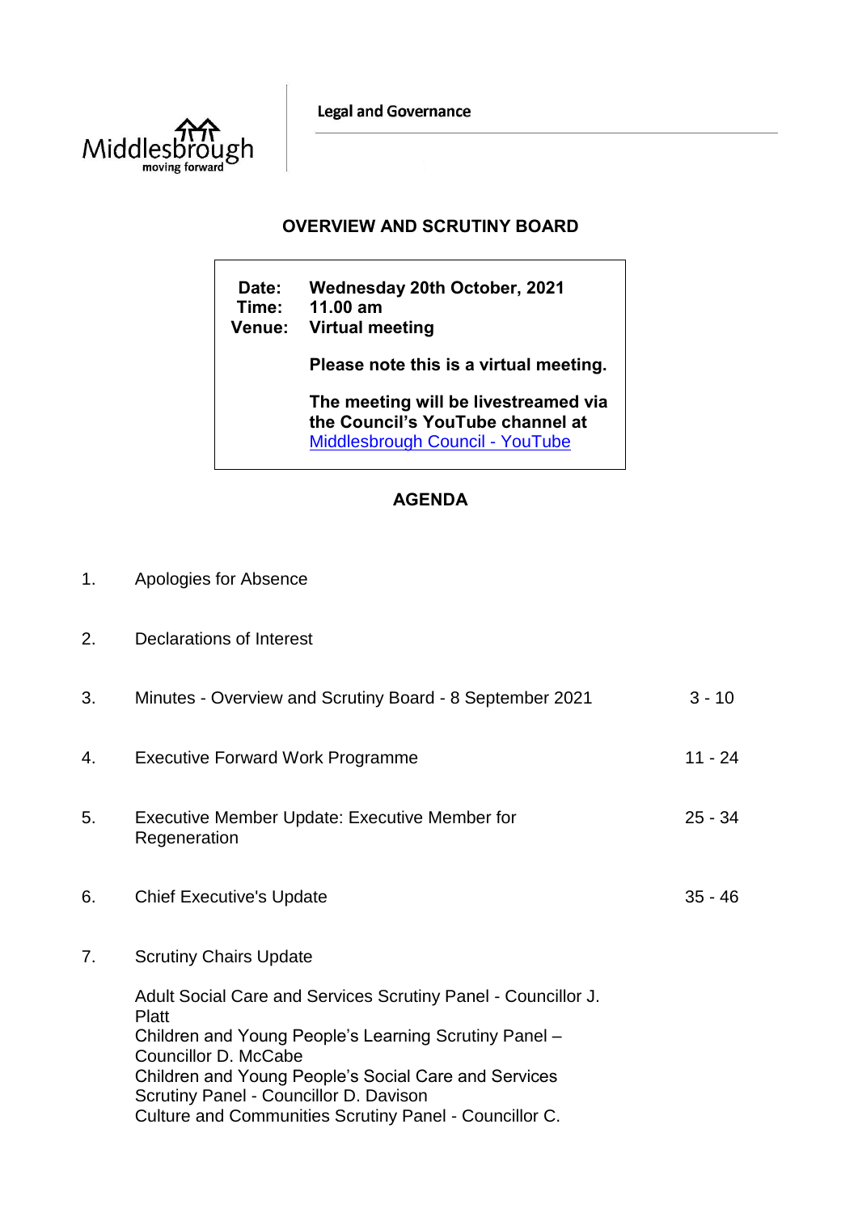Legal and Governance

# OVERVIEW AND SCRUTINY BOARD

**Date:** Wednesday 20th October, 2021
**Time:** 11.00 am
**Venue:** Virtual meeting

**Please note this is a virtual meeting.**

**The meeting will be livestreamed via the Council's YouTube channel at** [Middlesbrough Council - YouTube]

## AGENDA

| | | |
|---|---|---|
| 1. | Apologies for Absence | |
| 2. | Declarations of Interest | |
| 3. | Minutes - Overview and Scrutiny Board - 8 September 2021 | 3 - 10 |
| 4. | Executive Forward Work Programme | 11 - 24 |
| 5. | Executive Member Update: Executive Member for Regeneration | 25 - 34 |
| 6. | Chief Executive's Update | 35 - 46 |
| 7. | Scrutiny Chairs Update | |

Adult Social Care and Services Scrutiny Panel - Councillor J. Platt
Children and Young People's Learning Scrutiny Panel – Councillor D. McCabe
Children and Young People's Social Care and Services Scrutiny Panel - Councillor D. Davison
Culture and Communities Scrutiny Panel - Councillor C.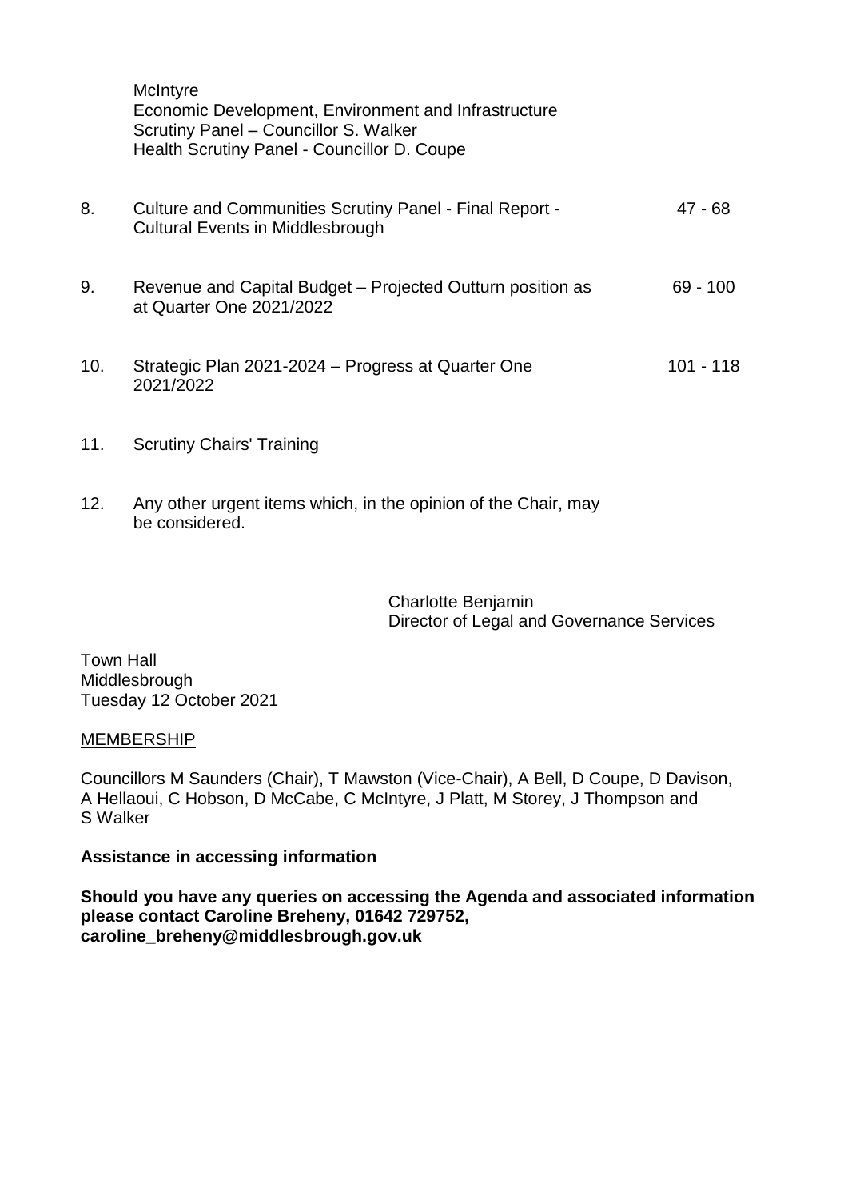McIntyre
Economic Development, Environment and Infrastructure Scrutiny Panel – Councillor S. Walker
Health Scrutiny Panel - Councillor D. Coupe

8. Culture and Communities Scrutiny Panel - Final Report - Cultural Events in Middlesbrough — 47 - 68

9. Revenue and Capital Budget – Projected Outturn position as at Quarter One 2021/2022 — 69 - 100

10. Strategic Plan 2021-2024 – Progress at Quarter One 2021/2022 — 101 - 118

11. Scrutiny Chairs' Training

12. Any other urgent items which, in the opinion of the Chair, may be considered.

Charlotte Benjamin
Director of Legal and Governance Services

Town Hall
Middlesbrough
Tuesday 12 October 2021

MEMBERSHIP

Councillors M Saunders (Chair), T Mawston (Vice-Chair), A Bell, D Coupe, D Davison, A Hellaoui, C Hobson, D McCabe, C McIntyre, J Platt, M Storey, J Thompson and S Walker

**Assistance in accessing information**

**Should you have any queries on accessing the Agenda and associated information please contact Caroline Breheny, 01642 729752, caroline_breheny@middlesbrough.gov.uk**